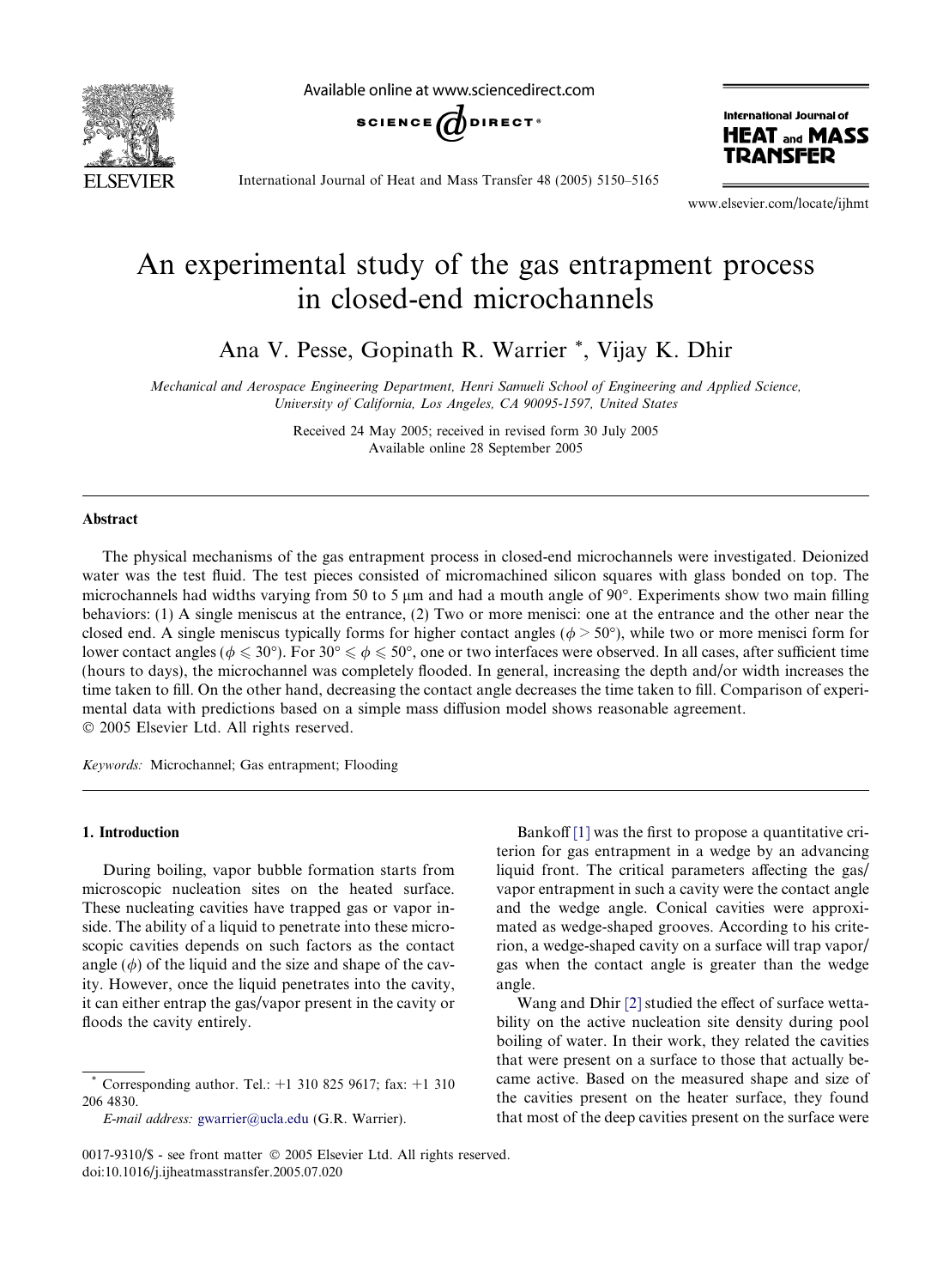# An experimental study of the gas entrapment process in closed-end microchannels

Ana V. Pesse, Gopinath R. Warrier *, Vijay K. Dhir

*Mechanical and Aerospace Engineering Department, Henri Samueli School of Engineering and Applied Science, University of California, Los Angeles, CA 90095-1597, United States*

Received 24 May 2005; received in revised form 30 July 2005
Available online 28 September 2005

## Abstract

The physical mechanisms of the gas entrapment process in closed-end microchannels were investigated. Deionized water was the test fluid. The test pieces consisted of micromachined silicon squares with glass bonded on top. The microchannels had widths varying from 50 to 5 μm and had a mouth angle of 90°. Experiments show two main filling behaviors: (1) A single meniscus at the entrance, (2) Two or more menisci: one at the entrance and the other near the closed end. A single meniscus typically forms for higher contact angles ($\phi > 50°$), while two or more menisci form for lower contact angles ($\phi \leqslant 30°$). For $30° \leqslant \phi \leqslant 50°$, one or two interfaces were observed. In all cases, after sufficient time (hours to days), the microchannel was completely flooded. In general, increasing the depth and/or width increases the time taken to fill. On the other hand, decreasing the contact angle decreases the time taken to fill. Comparison of experimental data with predictions based on a simple mass diffusion model shows reasonable agreement.
© 2005 Elsevier Ltd. All rights reserved.

*Keywords:* Microchannel; Gas entrapment; Flooding

## 1. Introduction

During boiling, vapor bubble formation starts from microscopic nucleation sites on the heated surface. These nucleating cavities have trapped gas or vapor inside. The ability of a liquid to penetrate into these microscopic cavities depends on such factors as the contact angle ($\phi$) of the liquid and the size and shape of the cavity. However, once the liquid penetrates into the cavity, it can either entrap the gas/vapor present in the cavity or floods the cavity entirely.

Bankoff [1] was the first to propose a quantitative criterion for gas entrapment in a wedge by an advancing liquid front. The critical parameters affecting the gas/vapor entrapment in such a cavity were the contact angle and the wedge angle. Conical cavities were approximated as wedge-shaped grooves. According to his criterion, a wedge-shaped cavity on a surface will trap vapor/gas when the contact angle is greater than the wedge angle.

Wang and Dhir [2] studied the effect of surface wettability on the active nucleation site density during pool boiling of water. In their work, they related the cavities that were present on a surface to those that actually became active. Based on the measured shape and size of the cavities present on the heater surface, they found that most of the deep cavities present on the surface were

* Corresponding author. Tel.: +1 310 825 9617; fax: +1 310 206 4830.
*E-mail address:* gwarrier@ucla.edu (G.R. Warrier).

0017-9310/$ - see front matter © 2005 Elsevier Ltd. All rights reserved.
doi:10.1016/j.ijheatmasstransfer.2005.07.020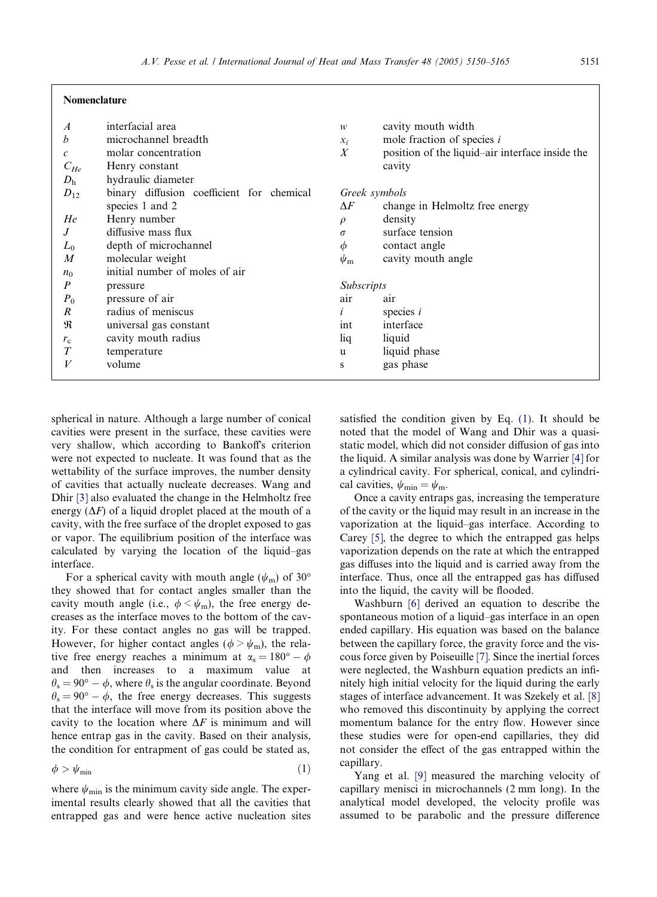## Nomenclature

| | | | |
|---|---|---|---|
| $A$ | interfacial area | $w$ | cavity mouth width |
| $b$ | microchannel breadth | $x_i$ | mole fraction of species $i$ |
| $c$ | molar concentration | $X$ | position of the liquid–air interface inside the cavity |
| $C_{He}$ | Henry constant | | |
| $D_h$ | hydraulic diameter | *Greek symbols* | |
| $D_{12}$ | binary diffusion coefficient for chemical species 1 and 2 | $\Delta F$ | change in Helmoltz free energy |
| $He$ | Henry number | $\rho$ | density |
| $J$ | diffusive mass flux | $\sigma$ | surface tension |
| $L_0$ | depth of microchannel | $\phi$ | contact angle |
| $M$ | molecular weight | $\psi_m$ | cavity mouth angle |
| $n_0$ | initial number of moles of air | | |
| $P$ | pressure | *Subscripts* | |
| $P_0$ | pressure of air | air | air |
| $R$ | radius of meniscus | $i$ | species $i$ |
| $\Re$ | universal gas constant | int | interface |
| $r_c$ | cavity mouth radius | liq | liquid |
| $T$ | temperature | u | liquid phase |
| $V$ | volume | s | gas phase |

spherical in nature. Although a large number of conical cavities were present in the surface, these cavities were very shallow, which according to Bankoff's criterion were not expected to nucleate. It was found that as the wettability of the surface improves, the number density of cavities that actually nucleate decreases. Wang and Dhir [3] also evaluated the change in the Helmholtz free energy ($\Delta F$) of a liquid droplet placed at the mouth of a cavity, with the free surface of the droplet exposed to gas or vapor. The equilibrium position of the interface was calculated by varying the location of the liquid–gas interface.

For a spherical cavity with mouth angle ($\psi_m$) of 30° they showed that for contact angles smaller than the cavity mouth angle (i.e., $\phi < \psi_m$), the free energy decreases as the interface moves to the bottom of the cavity. For these contact angles no gas will be trapped. However, for higher contact angles ($\phi > \psi_m$), the relative free energy reaches a minimum at $\alpha_s = 180° - \phi$ and then increases to a maximum value at $\theta_s = 90° - \phi$, where $\theta_s$ is the angular coordinate. Beyond $\theta_s = 90° - \phi$, the free energy decreases. This suggests that the interface will move from its position above the cavity to the location where $\Delta F$ is minimum and will hence entrap gas in the cavity. Based on their analysis, the condition for entrapment of gas could be stated as,

$$\phi > \psi_{\min} \tag{1}$$

where $\psi_{\min}$ is the minimum cavity side angle. The experimental results clearly showed that all the cavities that entrapped gas and were hence active nucleation sites satisfied the condition given by Eq. (1). It should be noted that the model of Wang and Dhir was a quasi-static model, which did not consider diffusion of gas into the liquid. A similar analysis was done by Warrier [4] for a cylindrical cavity. For spherical, conical, and cylindrical cavities, $\psi_{\min} = \psi_m$.

Once a cavity entraps gas, increasing the temperature of the cavity or the liquid may result in an increase in the vaporization at the liquid–gas interface. According to Carey [5], the degree to which the entrapped gas helps vaporization depends on the rate at which the entrapped gas diffuses into the liquid and is carried away from the interface. Thus, once all the entrapped gas has diffused into the liquid, the cavity will be flooded.

Washburn [6] derived an equation to describe the spontaneous motion of a liquid–gas interface in an open ended capillary. His equation was based on the balance between the capillary force, the gravity force and the viscous force given by Poiseuille [7]. Since the inertial forces were neglected, the Washburn equation predicts an infinitely high initial velocity for the liquid during the early stages of interface advancement. It was Szekely et al. [8] who removed this discontinuity by applying the correct momentum balance for the entry flow. However since these studies were for open-end capillaries, they did not consider the effect of the gas entrapped within the capillary.

Yang et al. [9] measured the marching velocity of capillary menisci in microchannels (2 mm long). In the analytical model developed, the velocity profile was assumed to be parabolic and the pressure difference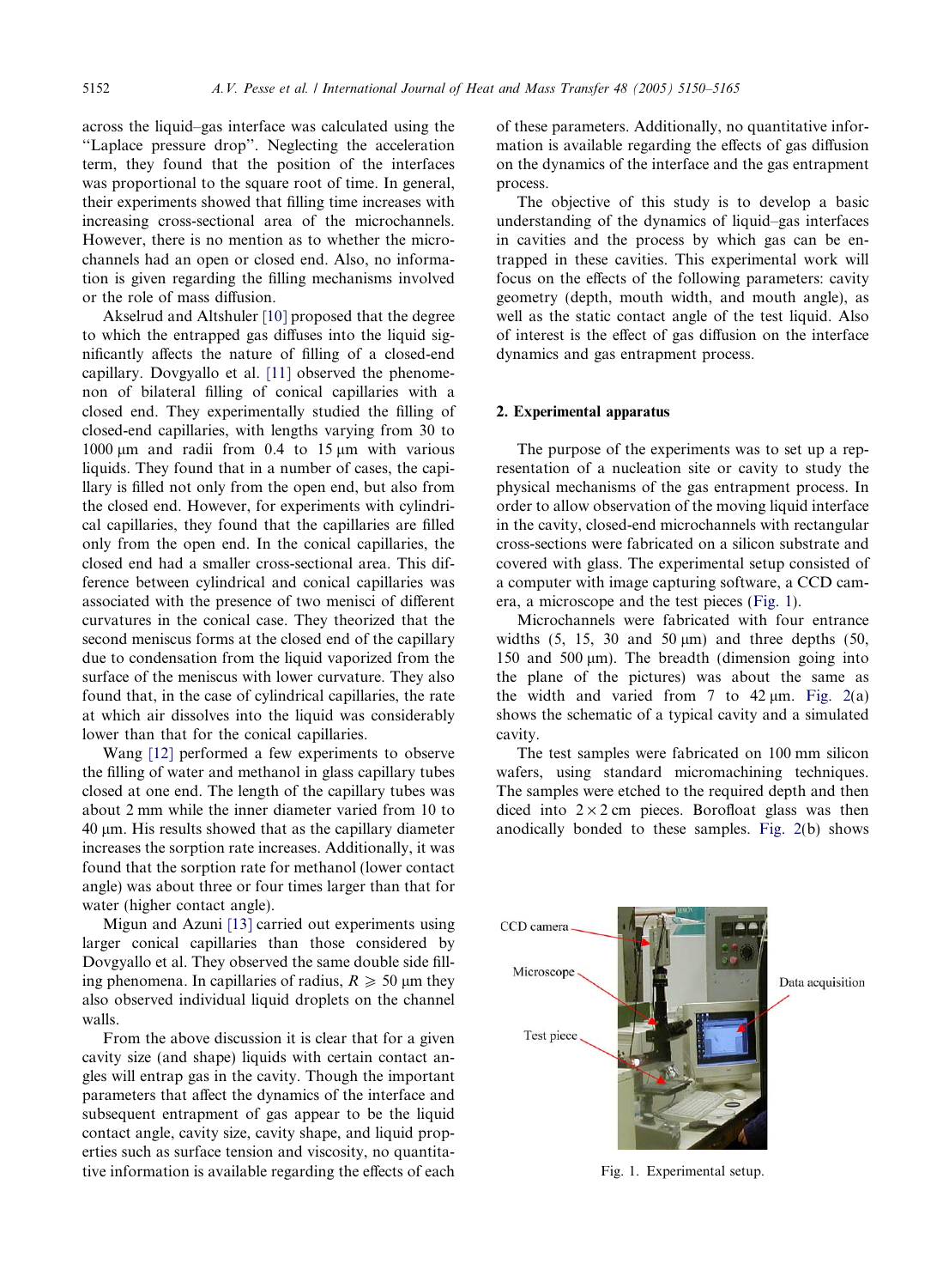across the liquid–gas interface was calculated using the "Laplace pressure drop". Neglecting the acceleration term, they found that the position of the interfaces was proportional to the square root of time. In general, their experiments showed that filling time increases with increasing cross-sectional area of the microchannels. However, there is no mention as to whether the microchannels had an open or closed end. Also, no information is given regarding the filling mechanisms involved or the role of mass diffusion.

Akselrud and Altshuler [10] proposed that the degree to which the entrapped gas diffuses into the liquid significantly affects the nature of filling of a closed-end capillary. Dovgyallo et al. [11] observed the phenomenon of bilateral filling of conical capillaries with a closed end. They experimentally studied the filling of closed-end capillaries, with lengths varying from 30 to 1000 μm and radii from 0.4 to 15 μm with various liquids. They found that in a number of cases, the capillary is filled not only from the open end, but also from the closed end. However, for experiments with cylindrical capillaries, they found that the capillaries are filled only from the open end. In the conical capillaries, the closed end had a smaller cross-sectional area. This difference between cylindrical and conical capillaries was associated with the presence of two menisci of different curvatures in the conical case. They theorized that the second meniscus forms at the closed end of the capillary due to condensation from the liquid vaporized from the surface of the meniscus with lower curvature. They also found that, in the case of cylindrical capillaries, the rate at which air dissolves into the liquid was considerably lower than that for the conical capillaries.

Wang [12] performed a few experiments to observe the filling of water and methanol in glass capillary tubes closed at one end. The length of the capillary tubes was about 2 mm while the inner diameter varied from 10 to 40 μm. His results showed that as the capillary diameter increases the sorption rate increases. Additionally, it was found that the sorption rate for methanol (lower contact angle) was about three or four times larger than that for water (higher contact angle).

Migun and Azuni [13] carried out experiments using larger conical capillaries than those considered by Dovgyallo et al. They observed the same double side filling phenomena. In capillaries of radius, $R \geqslant 50$ μm they also observed individual liquid droplets on the channel walls.

From the above discussion it is clear that for a given cavity size (and shape) liquids with certain contact angles will entrap gas in the cavity. Though the important parameters that affect the dynamics of the interface and subsequent entrapment of gas appear to be the liquid contact angle, cavity size, cavity shape, and liquid properties such as surface tension and viscosity, no quantitative information is available regarding the effects of each of these parameters. Additionally, no quantitative information is available regarding the effects of gas diffusion on the dynamics of the interface and the gas entrapment process.

The objective of this study is to develop a basic understanding of the dynamics of liquid–gas interfaces in cavities and the process by which gas can be entrapped in these cavities. This experimental work will focus on the effects of the following parameters: cavity geometry (depth, mouth width, and mouth angle), as well as the static contact angle of the test liquid. Also of interest is the effect of gas diffusion on the interface dynamics and gas entrapment process.

## 2. Experimental apparatus

The purpose of the experiments was to set up a representation of a nucleation site or cavity to study the physical mechanisms of the gas entrapment process. In order to allow observation of the moving liquid interface in the cavity, closed-end microchannels with rectangular cross-sections were fabricated on a silicon substrate and covered with glass. The experimental setup consisted of a computer with image capturing software, a CCD camera, a microscope and the test pieces (Fig. 1).

Microchannels were fabricated with four entrance widths (5, 15, 30 and 50 μm) and three depths (50, 150 and 500 μm). The breadth (dimension going into the plane of the pictures) was about the same as the width and varied from 7 to 42 μm. Fig. 2(a) shows the schematic of a typical cavity and a simulated cavity.

The test samples were fabricated on 100 mm silicon wafers, using standard micromachining techniques. The samples were etched to the required depth and then diced into $2 \times 2$ cm pieces. Borofloat glass was then anodically bonded to these samples. Fig. 2(b) shows

Fig. 1. Experimental setup.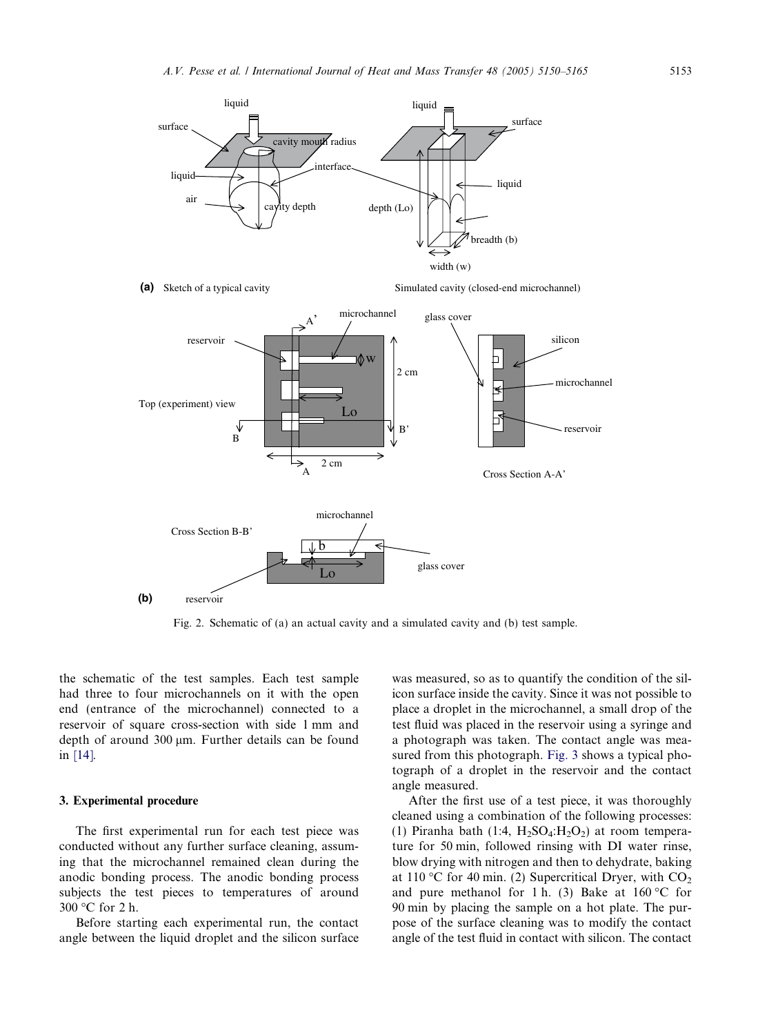Fig. 2. Schematic of (a) an actual cavity and a simulated cavity and (b) test sample.

the schematic of the test samples. Each test sample had three to four microchannels on it with the open end (entrance of the microchannel) connected to a reservoir of square cross-section with side 1 mm and depth of around 300 μm. Further details can be found in [14].

### 3. Experimental procedure

The first experimental run for each test piece was conducted without any further surface cleaning, assuming that the microchannel remained clean during the anodic bonding process. The anodic bonding process subjects the test pieces to temperatures of around 300 °C for 2 h.

Before starting each experimental run, the contact angle between the liquid droplet and the silicon surface was measured, so as to quantify the condition of the silicon surface inside the cavity. Since it was not possible to place a droplet in the microchannel, a small drop of the test fluid was placed in the reservoir using a syringe and a photograph was taken. The contact angle was measured from this photograph. Fig. 3 shows a typical photograph of a droplet in the reservoir and the contact angle measured.

After the first use of a test piece, it was thoroughly cleaned using a combination of the following processes: (1) Piranha bath (1:4, $H_2SO_4$:$H_2O_2$) at room temperature for 50 min, followed rinsing with DI water rinse, blow drying with nitrogen and then to dehydrate, baking at 110 °C for 40 min. (2) Supercritical Dryer, with $CO_2$ and pure methanol for 1 h. (3) Bake at 160 °C for 90 min by placing the sample on a hot plate. The purpose of the surface cleaning was to modify the contact angle of the test fluid in contact with silicon. The contact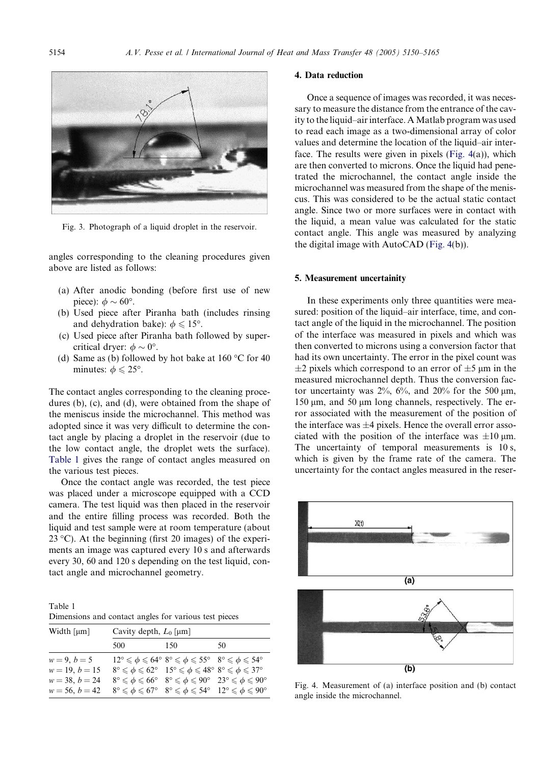Fig. 3. Photograph of a liquid droplet in the reservoir.

angles corresponding to the cleaning procedures given above are listed as follows:

- (a) After anodic bonding (before first use of new piece): $\phi \sim 60°$.
- (b) Used piece after Piranha bath (includes rinsing and dehydration bake): $\phi \leqslant 15°$.
- (c) Used piece after Piranha bath followed by supercritical dryer: $\phi \sim 0°$.
- (d) Same as (b) followed by hot bake at 160 °C for 40 minutes: $\phi \leqslant 25°$.

The contact angles corresponding to the cleaning procedures (b), (c), and (d), were obtained from the shape of the meniscus inside the microchannel. This method was adopted since it was very difficult to determine the contact angle by placing a droplet in the reservoir (due to the low contact angle, the droplet wets the surface). Table 1 gives the range of contact angles measured on the various test pieces.

Once the contact angle was recorded, the test piece was placed under a microscope equipped with a CCD camera. The test liquid was then placed in the reservoir and the entire filling process was recorded. Both the liquid and test sample were at room temperature (about 23 °C). At the beginning (first 20 images) of the experiments an image was captured every 10 s and afterwards every 30, 60 and 120 s depending on the test liquid, contact angle and microchannel geometry.

Table 1
Dimensions and contact angles for various test pieces

| Width [μm] | Cavity depth, $L_0$ [μm] | | |
|---|---|---|---|
| | 500 | 150 | 50 |
| $w = 9$, $b = 5$ | $12° \leqslant \phi \leqslant 64°$ | $8° \leqslant \phi \leqslant 55°$ | $8° \leqslant \phi \leqslant 54°$ |
| $w = 19$, $b = 15$ | $8° \leqslant \phi \leqslant 62°$ | $15° \leqslant \phi \leqslant 48°$ | $8° \leqslant \phi \leqslant 37°$ |
| $w = 38$, $b = 24$ | $8° \leqslant \phi \leqslant 66°$ | $8° \leqslant \phi \leqslant 90°$ | $23° \leqslant \phi \leqslant 90°$ |
| $w = 56$, $b = 42$ | $8° \leqslant \phi \leqslant 67°$ | $8° \leqslant \phi \leqslant 54°$ | $12° \leqslant \phi \leqslant 90°$ |

## 4. Data reduction

Once a sequence of images was recorded, it was necessary to measure the distance from the entrance of the cavity to the liquid–air interface. A Matlab program was used to read each image as a two-dimensional array of color values and determine the location of the liquid–air interface. The results were given in pixels (Fig. 4(a)), which are then converted to microns. Once the liquid had penetrated the microchannel, the contact angle inside the microchannel was measured from the shape of the meniscus. This was considered to be the actual static contact angle. Since two or more surfaces were in contact with the liquid, a mean value was calculated for the static contact angle. This angle was measured by analyzing the digital image with AutoCAD (Fig. 4(b)).

## 5. Measurement uncertainity

In these experiments only three quantities were measured: position of the liquid–air interface, time, and contact angle of the liquid in the microchannel. The position of the interface was measured in pixels and which was then converted to microns using a conversion factor that had its own uncertainty. The error in the pixel count was ±2 pixels which correspond to an error of ±5 μm in the measured microchannel depth. Thus the conversion factor uncertainty was 2%, 6%, and 20% for the 500 μm, 150 μm, and 50 μm long channels, respectively. The error associated with the measurement of the position of the interface was ±4 pixels. Hence the overall error associated with the position of the interface was ±10 μm. The uncertainty of temporal measurements is 10 s, which is given by the frame rate of the camera. The uncertainty for the contact angles measured in the reser-

Fig. 4. Measurement of (a) interface position and (b) contact angle inside the microchannel.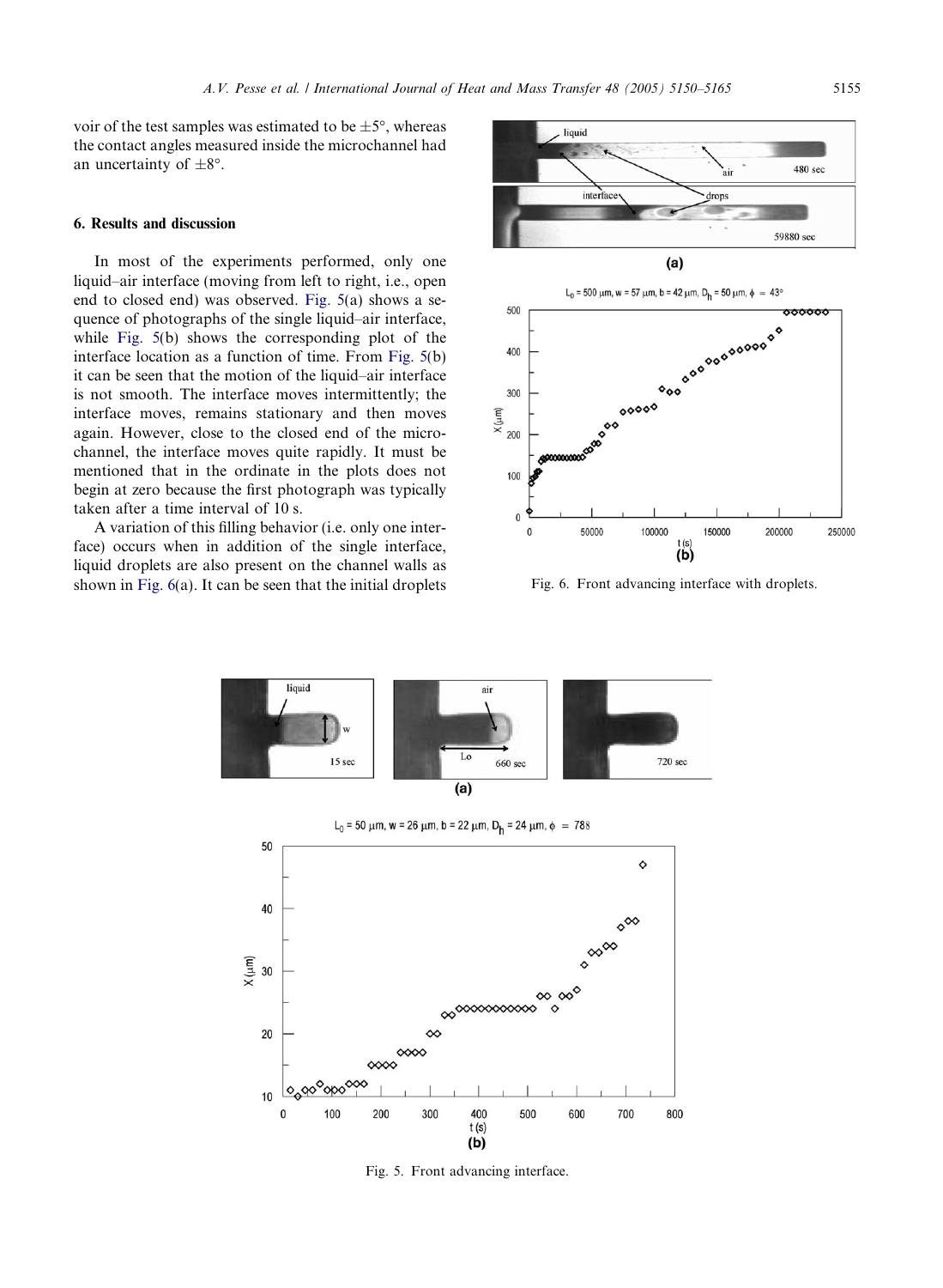voir of the test samples was estimated to be $\pm 5°$, whereas the contact angles measured inside the microchannel had an uncertainty of $\pm 8°$.

## 6. Results and discussion

In most of the experiments performed, only one liquid–air interface (moving from left to right, i.e., open end to closed end) was observed. Fig. 5(a) shows a sequence of photographs of the single liquid–air interface, while Fig. 5(b) shows the corresponding plot of the interface location as a function of time. From Fig. 5(b) it can be seen that the motion of the liquid–air interface is not smooth. The interface moves intermittently; the interface moves, remains stationary and then moves again. However, close to the closed end of the microchannel, the interface moves quite rapidly. It must be mentioned that in the ordinate in the plots does not begin at zero because the first photograph was typically taken after a time interval of 10 s.

A variation of this filling behavior (i.e. only one interface) occurs when in addition of the single interface, liquid droplets are also present on the channel walls as shown in Fig. 6(a). It can be seen that the initial droplets

Fig. 6. Front advancing interface with droplets.

Fig. 5. Front advancing interface.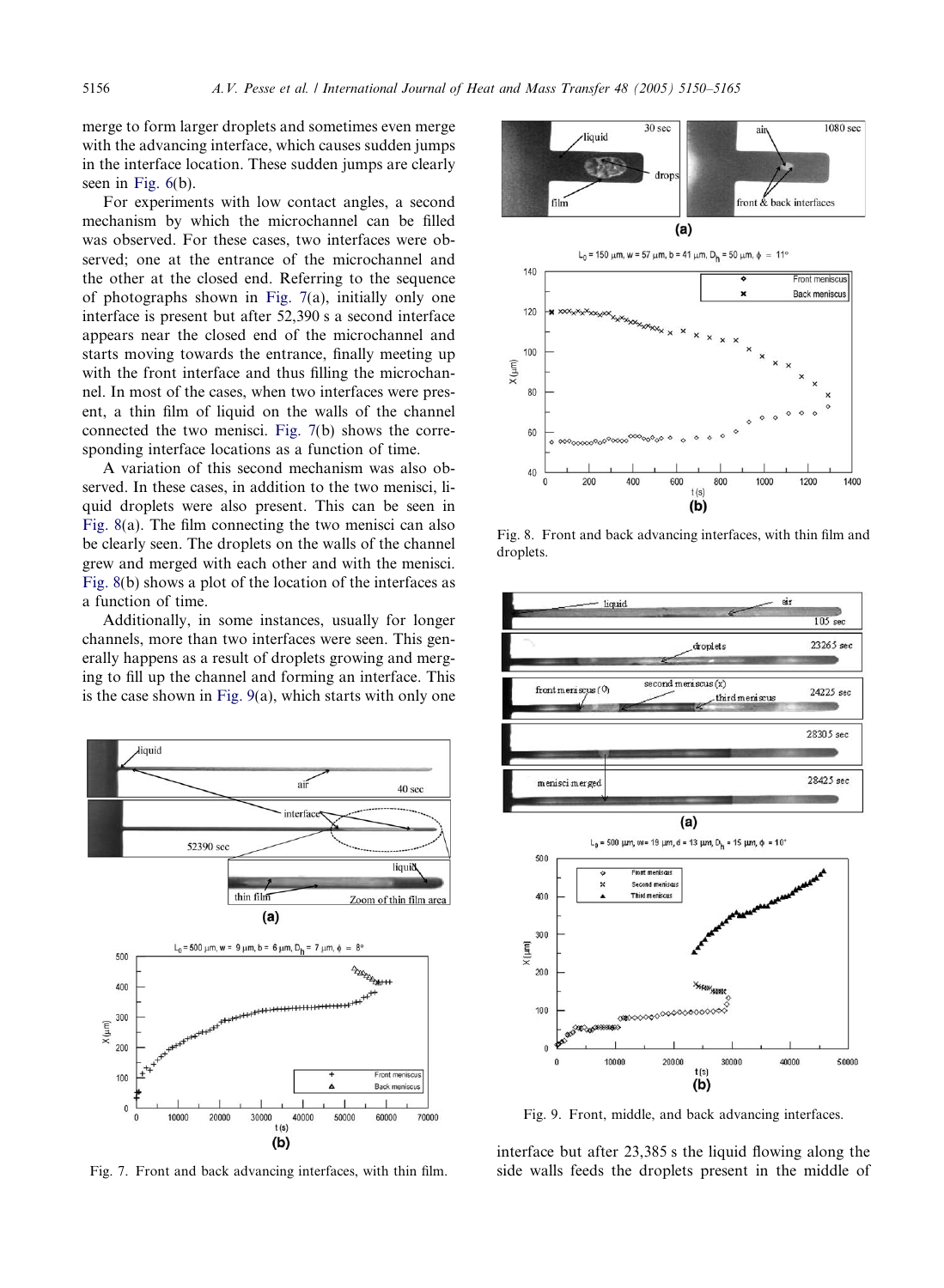merge to form larger droplets and sometimes even merge with the advancing interface, which causes sudden jumps in the interface location. These sudden jumps are clearly seen in Fig. 6(b).

For experiments with low contact angles, a second mechanism by which the microchannel can be filled was observed. For these cases, two interfaces were observed; one at the entrance of the microchannel and the other at the closed end. Referring to the sequence of photographs shown in Fig. 7(a), initially only one interface is present but after 52,390 s a second interface appears near the closed end of the microchannel and starts moving towards the entrance, finally meeting up with the front interface and thus filling the microchannel. In most of the cases, when two interfaces were present, a thin film of liquid on the walls of the channel connected the two menisci. Fig. 7(b) shows the corresponding interface locations as a function of time.

A variation of this second mechanism was also observed. In these cases, in addition to the two menisci, liquid droplets were also present. This can be seen in Fig. 8(a). The film connecting the two menisci can also be clearly seen. The droplets on the walls of the channel grew and merged with each other and with the menisci. Fig. 8(b) shows a plot of the location of the interfaces as a function of time.

Additionally, in some instances, usually for longer channels, more than two interfaces were seen. This generally happens as a result of droplets growing and merging to fill up the channel and forming an interface. This is the case shown in Fig. 9(a), which starts with only one interface but after 23,385 s the liquid flowing along the side walls feeds the droplets present in the middle of

Fig. 7. Front and back advancing interfaces, with thin film.

Fig. 8. Front and back advancing interfaces, with thin film and droplets.

Fig. 9. Front, middle, and back advancing interfaces.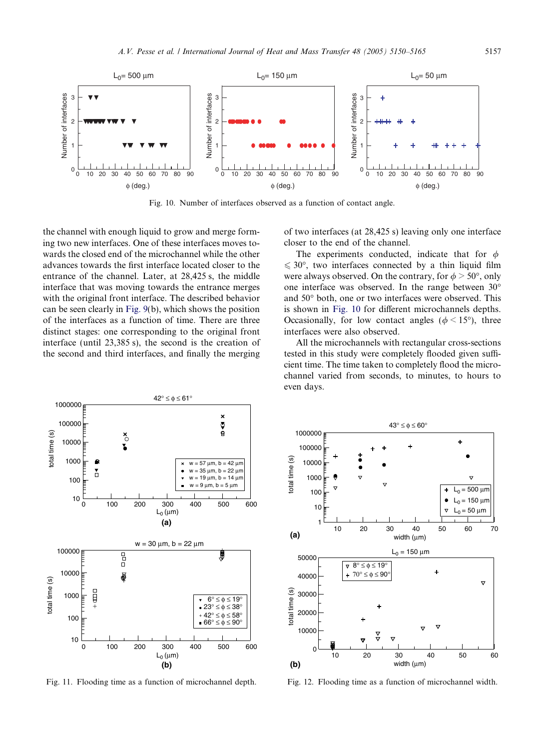Fig. 10. Number of interfaces observed as a function of contact angle.

the channel with enough liquid to grow and merge forming two new interfaces. One of these interfaces moves towards the closed end of the microchannel while the other advances towards the first interface located closer to the entrance of the channel. Later, at 28,425 s, the middle interface that was moving towards the entrance merges with the original front interface. The described behavior can be seen clearly in Fig. 9(b), which shows the position of the interfaces as a function of time. There are three distinct stages: one corresponding to the original front interface (until 23,385 s), the second is the creation of the second and third interfaces, and finally the merging of two interfaces (at 28,425 s) leaving only one interface closer to the end of the channel.

The experiments conducted, indicate that for $\phi \leqslant 30°$, two interfaces connected by a thin liquid film were always observed. On the contrary, for $\phi > 50°$, only one interface was observed. In the range between 30° and 50° both, one or two interfaces were observed. This is shown in Fig. 10 for different microchannels depths. Occasionally, for low contact angles ($\phi < 15°$), three interfaces were also observed.

All the microchannels with rectangular cross-sections tested in this study were completely flooded given sufficient time. The time taken to completely flood the microchannel varied from seconds, to minutes, to hours to even days.

Fig. 11. Flooding time as a function of microchannel depth.

Fig. 12. Flooding time as a function of microchannel width.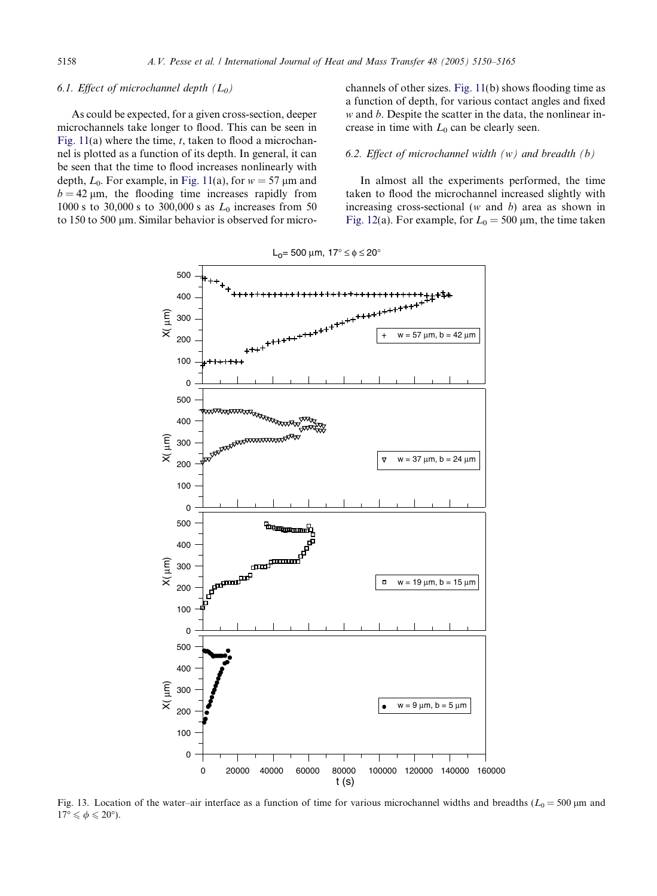### 6.1. Effect of microchannel depth ($L_0$)

As could be expected, for a given cross-section, deeper microchannels take longer to flood. This can be seen in Fig. 11(a) where the time, $t$, taken to flood a microchannel is plotted as a function of its depth. In general, it can be seen that the time to flood increases nonlinearly with depth, $L_0$. For example, in Fig. 11(a), for $w = 57$ μm and $b = 42$ μm, the flooding time increases rapidly from 1000 s to 30,000 s to 300,000 s as $L_0$ increases from 50 to 150 to 500 μm. Similar behavior is observed for microchannels of other sizes. Fig. 11(b) shows flooding time as a function of depth, for various contact angles and fixed $w$ and $b$. Despite the scatter in the data, the nonlinear increase in time with $L_0$ can be clearly seen.

### 6.2. Effect of microchannel width ($w$) and breadth ($b$)

In almost all the experiments performed, the time taken to flood the microchannel increased slightly with increasing cross-sectional ($w$ and $b$) area as shown in Fig. 12(a). For example, for $L_0 = 500$ μm, the time taken

Fig. 13. Location of the water–air interface as a function of time for various microchannel widths and breadths ($L_0 = 500$ μm and $17° \leqslant \phi \leqslant 20°$).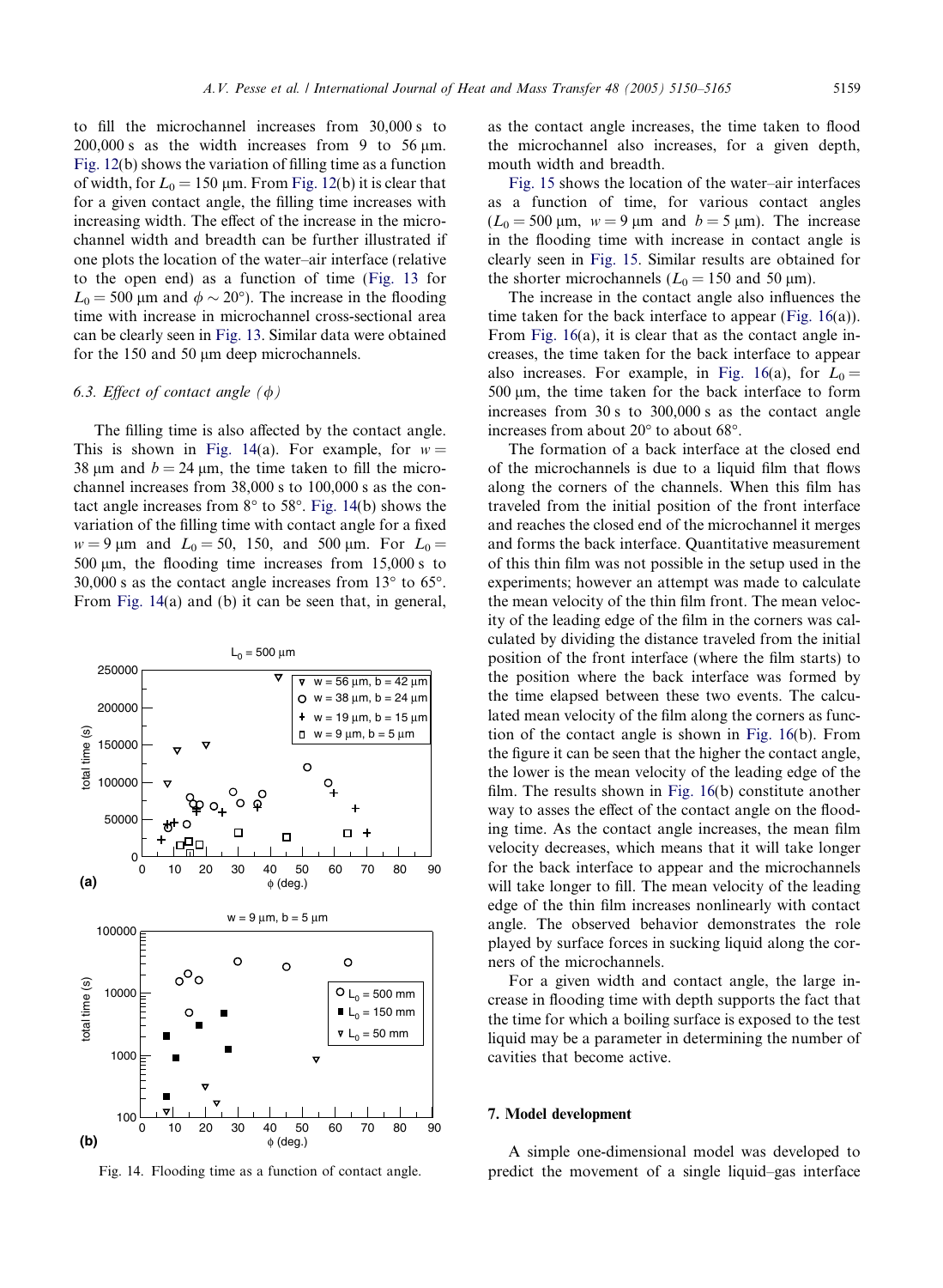to fill the microchannel increases from 30,000 s to 200,000 s as the width increases from 9 to 56 μm. Fig. 12(b) shows the variation of filling time as a function of width, for $L_0 = 150$ μm. From Fig. 12(b) it is clear that for a given contact angle, the filling time increases with increasing width. The effect of the increase in the microchannel width and breadth can be further illustrated if one plots the location of the water–air interface (relative to the open end) as a function of time (Fig. 13 for $L_0 = 500$ μm and $\phi \sim 20°$). The increase in the flooding time with increase in microchannel cross-sectional area can be clearly seen in Fig. 13. Similar data were obtained for the 150 and 50 μm deep microchannels.

### 6.3. Effect of contact angle ($\phi$)

The filling time is also affected by the contact angle. This is shown in Fig. 14(a). For example, for $w = 38$ μm and $b = 24$ μm, the time taken to fill the microchannel increases from 38,000 s to 100,000 s as the contact angle increases from 8° to 58°. Fig. 14(b) shows the variation of the filling time with contact angle for a fixed $w = 9$ μm and $L_0 = 50$, 150, and 500 μm. For $L_0 = 500$ μm, the flooding time increases from 15,000 s to 30,000 s as the contact angle increases from 13° to 65°. From Fig. 14(a) and (b) it can be seen that, in general, as the contact angle increases, the time taken to flood the microchannel also increases, for a given depth, mouth width and breadth.

Fig. 14. Flooding time as a function of contact angle.

Fig. 15 shows the location of the water–air interfaces as a function of time, for various contact angles ($L_0 = 500$ μm, $w = 9$ μm and $b = 5$ μm). The increase in the flooding time with increase in contact angle is clearly seen in Fig. 15. Similar results are obtained for the shorter microchannels ($L_0 = 150$ and 50 μm).

The increase in the contact angle also influences the time taken for the back interface to appear (Fig. 16(a)). From Fig. 16(a), it is clear that as the contact angle increases, the time taken for the back interface to appear also increases. For example, in Fig. 16(a), for $L_0 = 500$ μm, the time taken for the back interface to form increases from 30 s to 300,000 s as the contact angle increases from about 20° to about 68°.

The formation of a back interface at the closed end of the microchannels is due to a liquid film that flows along the corners of the channels. When this film has traveled from the initial position of the front interface and reaches the closed end of the microchannel it merges and forms the back interface. Quantitative measurement of this thin film was not possible in the setup used in the experiments; however an attempt was made to calculate the mean velocity of the thin film front. The mean velocity of the leading edge of the film in the corners was calculated by dividing the distance traveled from the initial position of the front interface (where the film starts) to the position where the back interface was formed by the time elapsed between these two events. The calculated mean velocity of the film along the corners as function of the contact angle is shown in Fig. 16(b). From the figure it can be seen that the higher the contact angle, the lower is the mean velocity of the leading edge of the film. The results shown in Fig. 16(b) constitute another way to asses the effect of the contact angle on the flooding time. As the contact angle increases, the mean film velocity decreases, which means that it will take longer for the back interface to appear and the microchannels will take longer to fill. The mean velocity of the leading edge of the thin film increases nonlinearly with contact angle. The observed behavior demonstrates the role played by surface forces in sucking liquid along the corners of the microchannels.

For a given width and contact angle, the large increase in flooding time with depth supports the fact that the time for which a boiling surface is exposed to the test liquid may be a parameter in determining the number of cavities that become active.

## 7. Model development

A simple one-dimensional model was developed to predict the movement of a single liquid–gas interface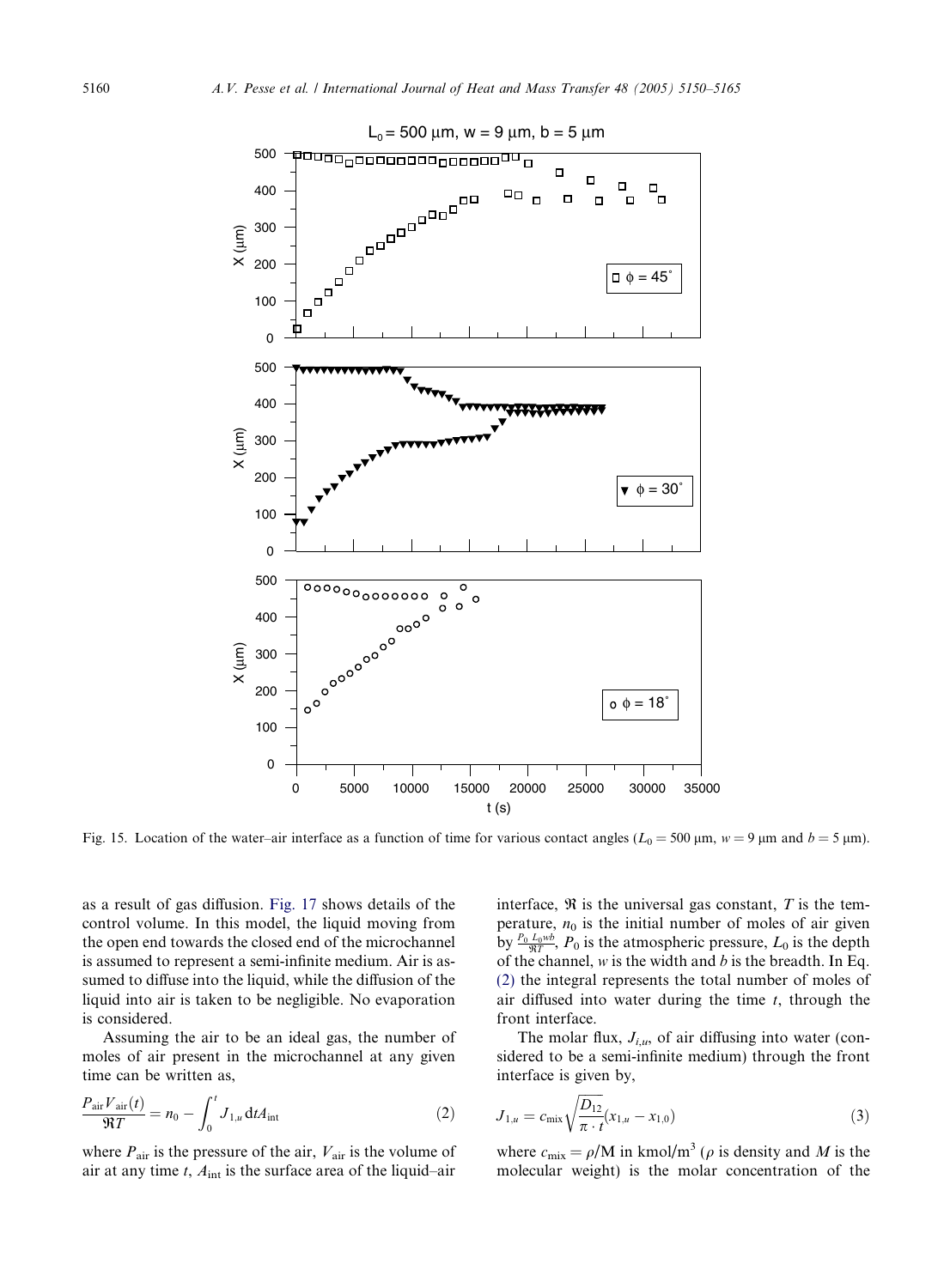Fig. 15. Location of the water–air interface as a function of time for various contact angles ($L_0 = 500$ μm, $w = 9$ μm and $b = 5$ μm).

as a result of gas diffusion. Fig. 17 shows details of the control volume. In this model, the liquid moving from the open end towards the closed end of the microchannel is assumed to represent a semi-infinite medium. Air is assumed to diffuse into the liquid, while the diffusion of the liquid into air is taken to be negligible. No evaporation is considered.

Assuming the air to be an ideal gas, the number of moles of air present in the microchannel at any given time can be written as,

$$\frac{P_{\text{air}} V_{\text{air}}(t)}{\Re T} = n_0 - \int_0^t J_{1,u} \, \mathrm{d}t A_{\text{int}} \tag{2}$$

where $P_{\text{air}}$ is the pressure of the air, $V_{\text{air}}$ is the volume of air at any time $t$, $A_{\text{int}}$ is the surface area of the liquid–air interface, $\Re$ is the universal gas constant, $T$ is the temperature, $n_0$ is the initial number of moles of air given by $\frac{P_0 \, L_0 w b}{\Re T}$, $P_0$ is the atmospheric pressure, $L_0$ is the depth of the channel, $w$ is the width and $b$ is the breadth. In Eq. (2) the integral represents the total number of moles of air diffused into water during the time $t$, through the front interface.

The molar flux, $J_{i,u}$, of air diffusing into water (considered to be a semi-infinite medium) through the front interface is given by,

$$J_{1,u} = c_{\text{mix}} \sqrt{\frac{D_{12}}{\pi \cdot t}} (x_{1,u} - x_{1,0}) \tag{3}$$

where $c_{\text{mix}} = \rho/\text{M}$ in kmol/m$^3$ ($\rho$ is density and $M$ is the molecular weight) is the molar concentration of the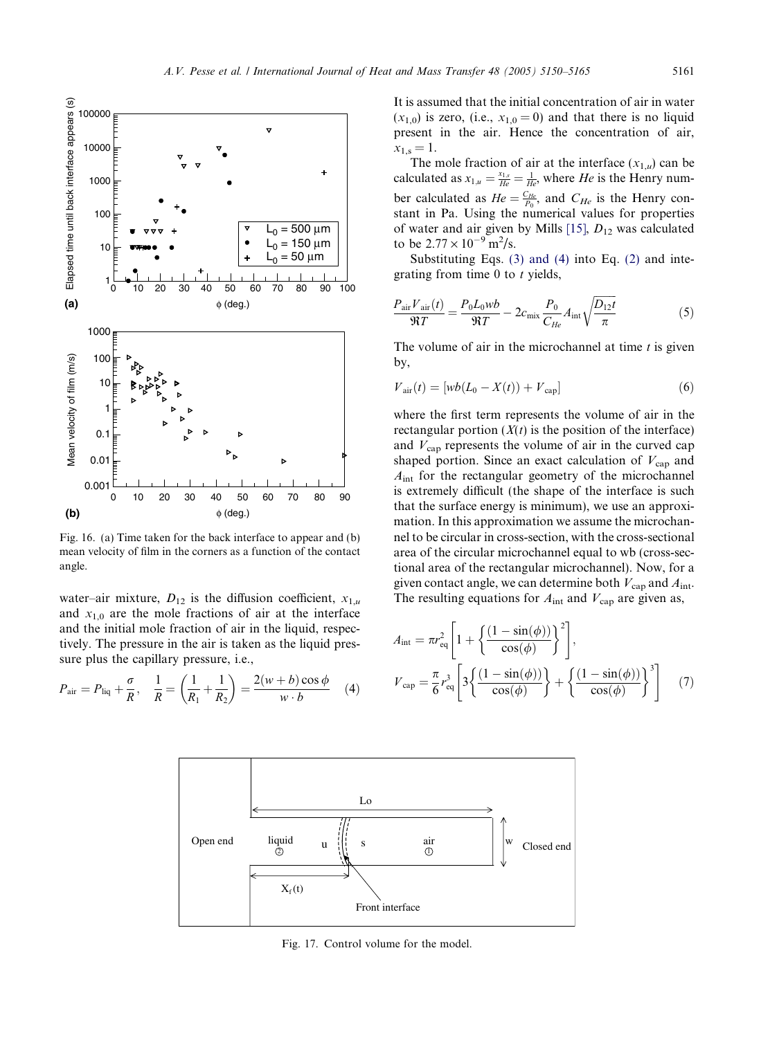Fig. 16. (a) Time taken for the back interface to appear and (b) mean velocity of film in the corners as a function of the contact angle.

water–air mixture, $D_{12}$ is the diffusion coefficient, $x_{1,u}$ and $x_{1,0}$ are the mole fractions of air at the interface and the initial mole fraction of air in the liquid, respectively. The pressure in the air is taken as the liquid pressure plus the capillary pressure, i.e.,

$$P_{\text{air}} = P_{\text{liq}} + \frac{\sigma}{R}, \quad \frac{1}{R} = \left(\frac{1}{R_1} + \frac{1}{R_2}\right) = \frac{2(w+b)\cos\phi}{w \cdot b} \tag{4}$$

It is assumed that the initial concentration of air in water ($x_{1,0}$) is zero, (i.e., $x_{1,0} = 0$) and that there is no liquid present in the air. Hence the concentration of air, $x_{1,s} = 1$.

The mole fraction of air at the interface ($x_{1,u}$) can be calculated as $x_{1,u} = \frac{x_{1,s}}{He} = \frac{1}{He}$, where $He$ is the Henry number calculated as $He = \frac{C_{He}}{P_0}$, and $C_{He}$ is the Henry constant in Pa. Using the numerical values for properties of water and air given by Mills [15], $D_{12}$ was calculated to be $2.77 \times 10^{-9}\,\text{m}^2/\text{s}$.

Substituting Eqs. (3) and (4) into Eq. (2) and integrating from time 0 to $t$ yields,

$$\frac{P_{\text{air}}V_{\text{air}}(t)}{\Re T} = \frac{P_0 L_0 wb}{\Re T} - 2c_{\text{mix}}\frac{P_0}{C_{He}}A_{\text{int}}\sqrt{\frac{D_{12}t}{\pi}} \tag{5}$$

The volume of air in the microchannel at time $t$ is given by,

$$V_{\text{air}}(t) = [wb(L_0 - X(t)) + V_{\text{cap}}] \tag{6}$$

where the first term represents the volume of air in the rectangular portion ($X(t)$ is the position of the interface) and $V_{\text{cap}}$ represents the volume of air in the curved cap shaped portion. Since an exact calculation of $V_{\text{cap}}$ and $A_{\text{int}}$ for the rectangular geometry of the microchannel is extremely difficult (the shape of the interface is such that the surface energy is minimum), we use an approximation. In this approximation we assume the microchannel to be circular in cross-section, with the cross-sectional area of the circular microchannel equal to wb (cross-sectional area of the rectangular microchannel). Now, for a given contact angle, we can determine both $V_{\text{cap}}$ and $A_{\text{int}}$. The resulting equations for $A_{\text{int}}$ and $V_{\text{cap}}$ are given as,

$$A_{\text{int}} = \pi r_{\text{eq}}^2\left[1 + \left\{\frac{(1-\sin(\phi))}{\cos(\phi)}\right\}^2\right],$$
$$V_{\text{cap}} = \frac{\pi}{6}r_{\text{eq}}^3\left[3\left\{\frac{(1-\sin(\phi))}{\cos(\phi)}\right\} + \left\{\frac{(1-\sin(\phi))}{\cos(\phi)}\right\}^3\right] \tag{7}$$

Fig. 17. Control volume for the model.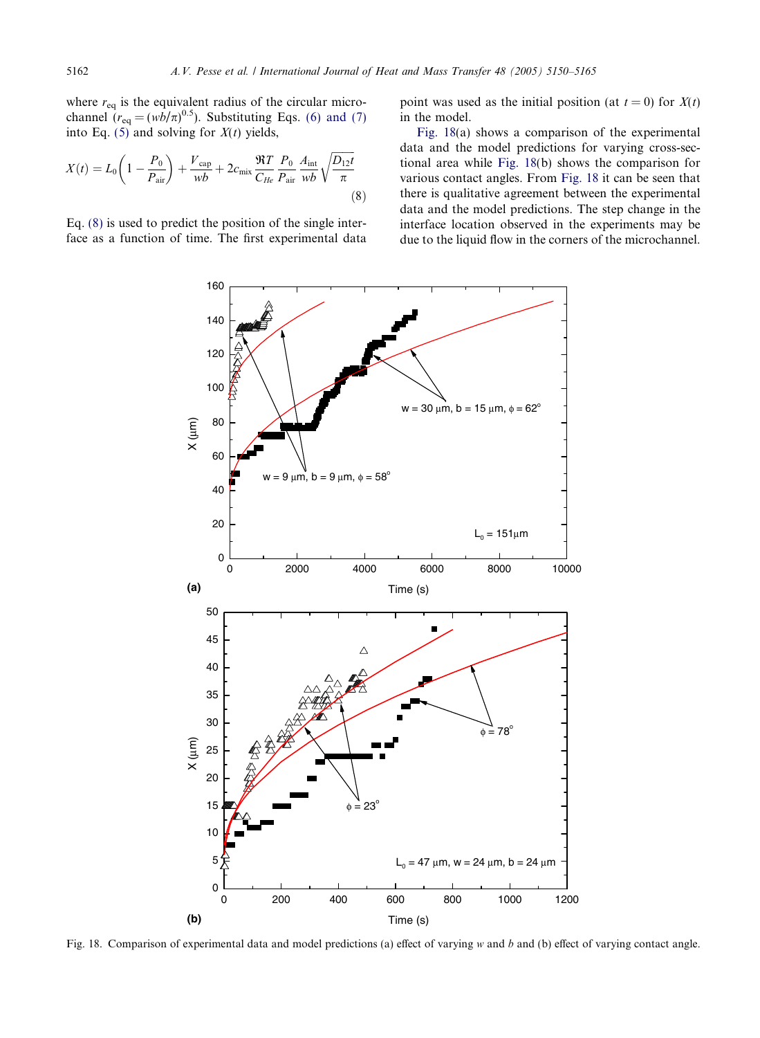where $r_{eq}$ is the equivalent radius of the circular microchannel ($r_{eq} = (wb/\pi)^{0.5}$). Substituting Eqs. (6) and (7) into Eq. (5) and solving for $X(t)$ yields,

$$X(t) = L_0\left(1 - \frac{P_0}{P_{air}}\right) + \frac{V_{cap}}{wb} + 2c_{mix}\frac{\Re T}{C_{He}}\frac{P_0}{P_{air}}\frac{A_{int}}{wb}\sqrt{\frac{D_{12}t}{\pi}} \tag{8}$$

Eq. (8) is used to predict the position of the single interface as a function of time. The first experimental data point was used as the initial position (at $t = 0$) for $X(t)$ in the model.

Fig. 18(a) shows a comparison of the experimental data and the model predictions for varying cross-sectional area while Fig. 18(b) shows the comparison for various contact angles. From Fig. 18 it can be seen that there is qualitative agreement between the experimental data and the model predictions. The step change in the interface location observed in the experiments may be due to the liquid flow in the corners of the microchannel.

Fig. 18. Comparison of experimental data and model predictions (a) effect of varying $w$ and $b$ and (b) effect of varying contact angle.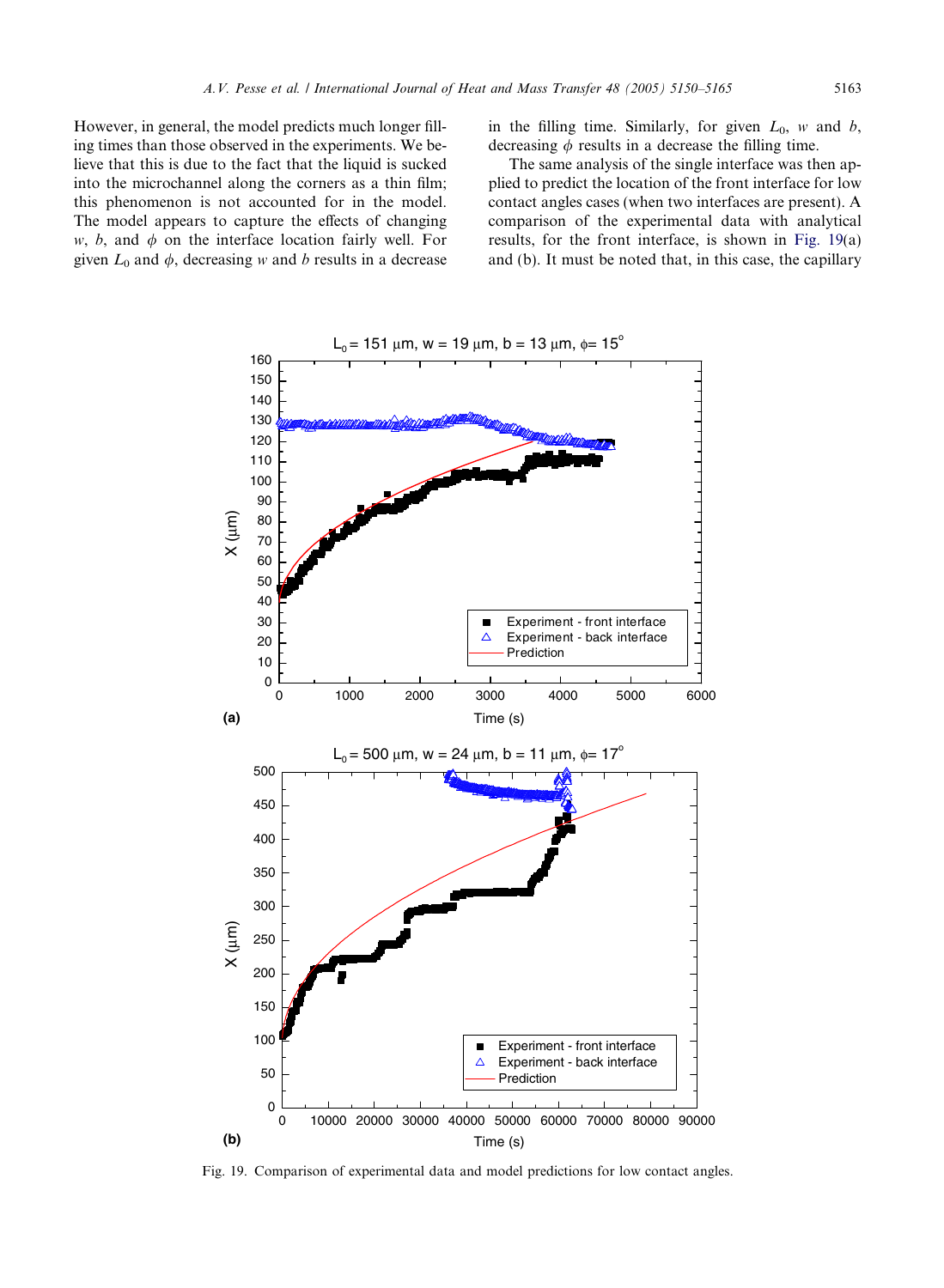However, in general, the model predicts much longer filling times than those observed in the experiments. We believe that this is due to the fact that the liquid is sucked into the microchannel along the corners as a thin film; this phenomenon is not accounted for in the model. The model appears to capture the effects of changing $w$, $b$, and $\phi$ on the interface location fairly well. For given $L_0$ and $\phi$, decreasing $w$ and $b$ results in a decrease in the filling time. Similarly, for given $L_0$, $w$ and $b$, decreasing $\phi$ results in a decrease the filling time.

The same analysis of the single interface was then applied to predict the location of the front interface for low contact angles cases (when two interfaces are present). A comparison of the experimental data with analytical results, for the front interface, is shown in Fig. 19(a) and (b). It must be noted that, in this case, the capillary

Fig. 19. Comparison of experimental data and model predictions for low contact angles.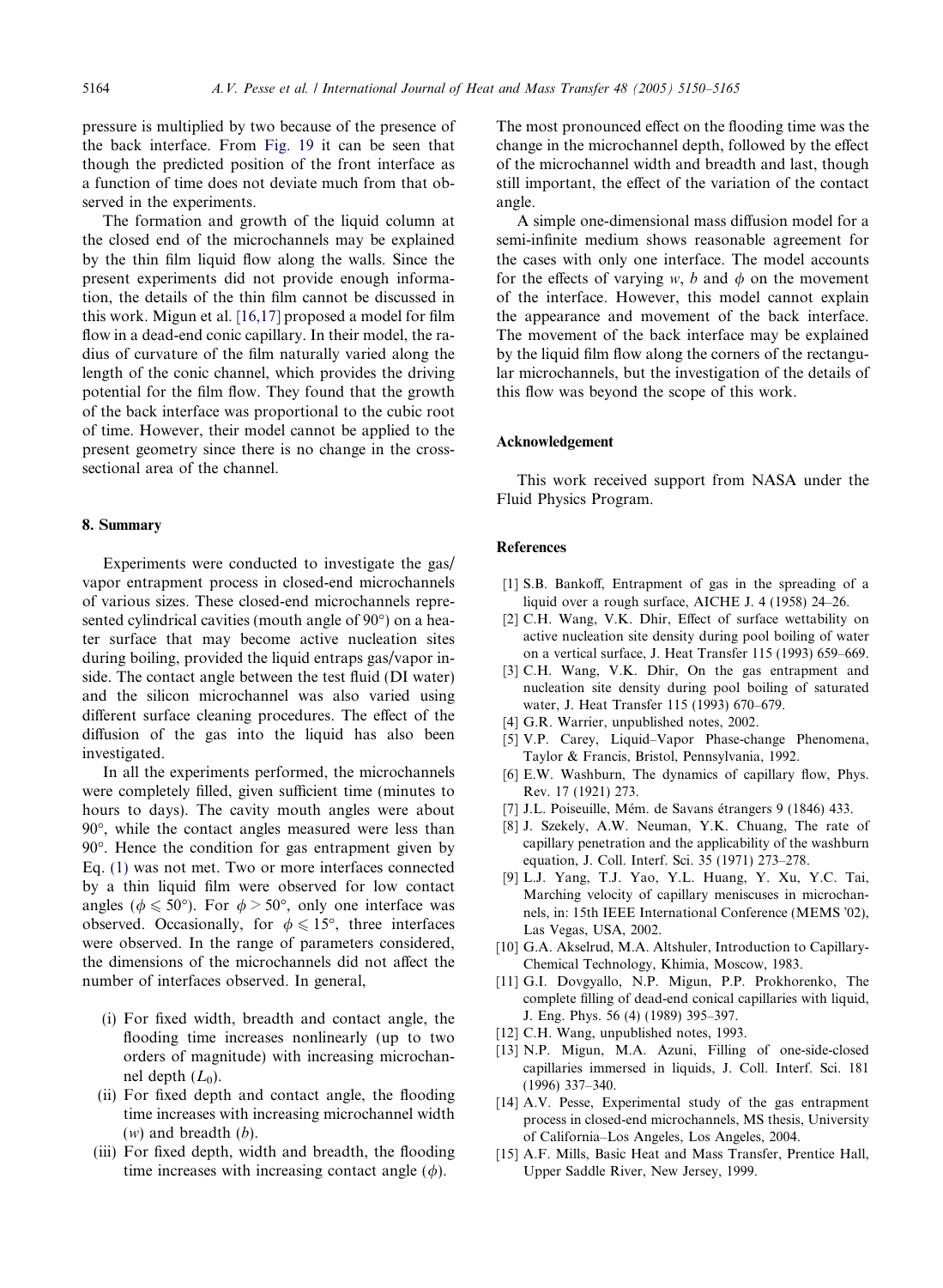pressure is multiplied by two because of the presence of the back interface. From Fig. 19 it can be seen that though the predicted position of the front interface as a function of time does not deviate much from that observed in the experiments.

The formation and growth of the liquid column at the closed end of the microchannels may be explained by the thin film liquid flow along the walls. Since the present experiments did not provide enough information, the details of the thin film cannot be discussed in this work. Migun et al. [16,17] proposed a model for film flow in a dead-end conic capillary. In their model, the radius of curvature of the film naturally varied along the length of the conic channel, which provides the driving potential for the film flow. They found that the growth of the back interface was proportional to the cubic root of time. However, their model cannot be applied to the present geometry since there is no change in the cross-sectional area of the channel.

## 8. Summary

Experiments were conducted to investigate the gas/vapor entrapment process in closed-end microchannels of various sizes. These closed-end microchannels represented cylindrical cavities (mouth angle of 90°) on a heater surface that may become active nucleation sites during boiling, provided the liquid entraps gas/vapor inside. The contact angle between the test fluid (DI water) and the silicon microchannel was also varied using different surface cleaning procedures. The effect of the diffusion of the gas into the liquid has also been investigated.

In all the experiments performed, the microchannels were completely filled, given sufficient time (minutes to hours to days). The cavity mouth angles were about 90°, while the contact angles measured were less than 90°. Hence the condition for gas entrapment given by Eq. (1) was not met. Two or more interfaces connected by a thin liquid film were observed for low contact angles ($\phi \leqslant 50°$). For $\phi > 50°$, only one interface was observed. Occasionally, for $\phi \leqslant 15°$, three interfaces were observed. In the range of parameters considered, the dimensions of the microchannels did not affect the number of interfaces observed. In general,

- (i) For fixed width, breadth and contact angle, the flooding time increases nonlinearly (up to two orders of magnitude) with increasing microchannel depth ($L_0$).
- (ii) For fixed depth and contact angle, the flooding time increases with increasing microchannel width ($w$) and breadth ($b$).
- (iii) For fixed depth, width and breadth, the flooding time increases with increasing contact angle ($\phi$).

The most pronounced effect on the flooding time was the change in the microchannel depth, followed by the effect of the microchannel width and breadth and last, though still important, the effect of the variation of the contact angle.

A simple one-dimensional mass diffusion model for a semi-infinite medium shows reasonable agreement for the cases with only one interface. The model accounts for the effects of varying $w$, $b$ and $\phi$ on the movement of the interface. However, this model cannot explain the appearance and movement of the back interface. The movement of the back interface may be explained by the liquid film flow along the corners of the rectangular microchannels, but the investigation of the details of this flow was beyond the scope of this work.

### Acknowledgement

This work received support from NASA under the Fluid Physics Program.

### References

[1] S.B. Bankoff, Entrapment of gas in the spreading of a liquid over a rough surface, AICHE J. 4 (1958) 24–26.

[2] C.H. Wang, V.K. Dhir, Effect of surface wettability on active nucleation site density during pool boiling of water on a vertical surface, J. Heat Transfer 115 (1993) 659–669.

[3] C.H. Wang, V.K. Dhir, On the gas entrapment and nucleation site density during pool boiling of saturated water, J. Heat Transfer 115 (1993) 670–679.

[4] G.R. Warrier, unpublished notes, 2002.

[5] V.P. Carey, Liquid–Vapor Phase-change Phenomena, Taylor & Francis, Bristol, Pennsylvania, 1992.

[6] E.W. Washburn, The dynamics of capillary flow, Phys. Rev. 17 (1921) 273.

[7] J.L. Poiseuille, Mém. de Savans étrangers 9 (1846) 433.

[8] J. Szekely, A.W. Neuman, Y.K. Chuang, The rate of capillary penetration and the applicability of the washburn equation, J. Coll. Interf. Sci. 35 (1971) 273–278.

[9] L.J. Yang, T.J. Yao, Y.L. Huang, Y. Xu, Y.C. Tai, Marching velocity of capillary meniscuses in microchannels, in: 15th IEEE International Conference (MEMS '02), Las Vegas, USA, 2002.

[10] G.A. Akselrud, M.A. Altshuler, Introduction to Capillary-Chemical Technology, Khimia, Moscow, 1983.

[11] G.I. Dovgyallo, N.P. Migun, P.P. Prokhorenko, The complete filling of dead-end conical capillaries with liquid, J. Eng. Phys. 56 (4) (1989) 395–397.

[12] C.H. Wang, unpublished notes, 1993.

[13] N.P. Migun, M.A. Azuni, Filling of one-side-closed capillaries immersed in liquids, J. Coll. Interf. Sci. 181 (1996) 337–340.

[14] A.V. Pesse, Experimental study of the gas entrapment process in closed-end microchannels, MS thesis, University of California–Los Angeles, Los Angeles, 2004.

[15] A.F. Mills, Basic Heat and Mass Transfer, Prentice Hall, Upper Saddle River, New Jersey, 1999.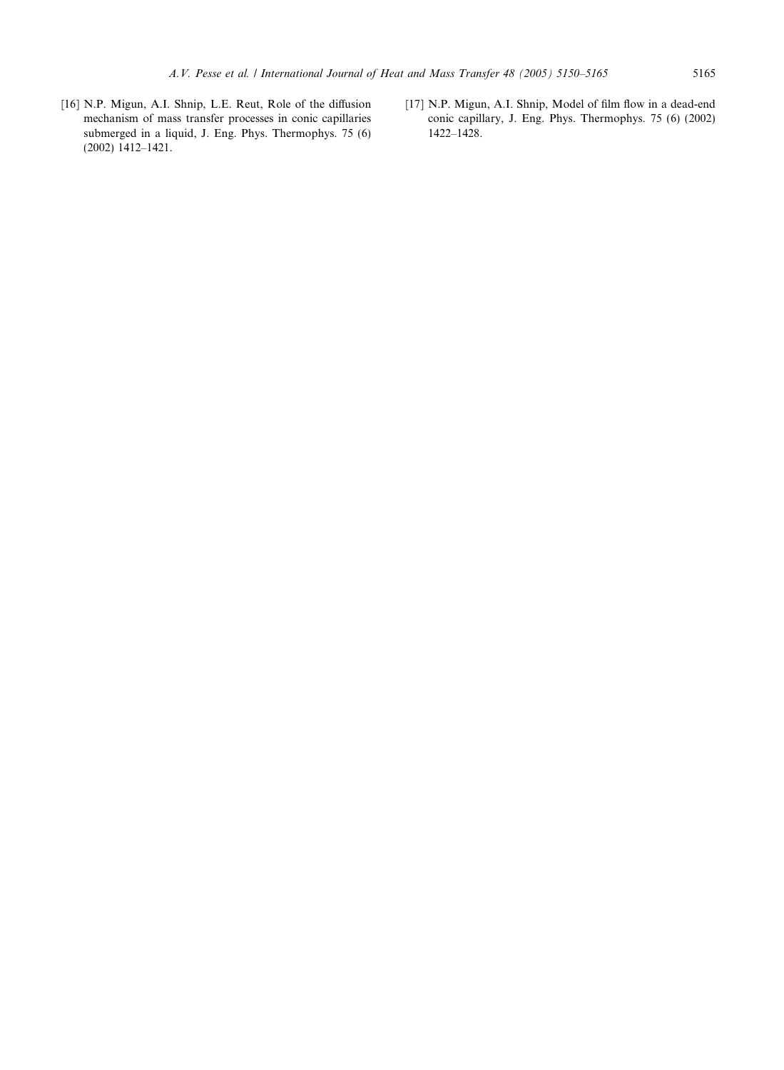[16] N.P. Migun, A.I. Shnip, L.E. Reut, Role of the diffusion mechanism of mass transfer processes in conic capillaries submerged in a liquid, J. Eng. Phys. Thermophys. 75 (6) (2002) 1412–1421.

[17] N.P. Migun, A.I. Shnip, Model of film flow in a dead-end conic capillary, J. Eng. Phys. Thermophys. 75 (6) (2002) 1422–1428.